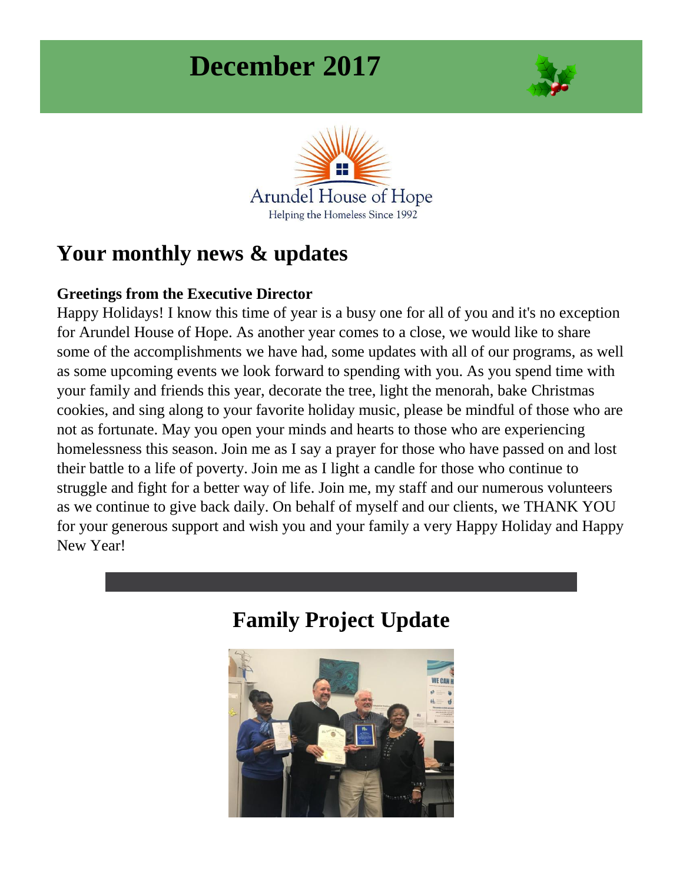# December 2017

Arundel House of Hope

Helping the Homeless Since 1992

## Your monthly news & updates

**Greetings from the Executive Director**

Happy Holidays! I know this time of year is a busy one for all of you and it's no exception for Arundel House of Hope. As another year comes to a close, we would like to share some of the accomplishments we have had, some updates with all of our programs, as well as some upcoming events we look forward to spending with you. As you spend time with your family and friends this year, decorate the tree, light the menorah, bake Christmas cookies, and sing along to your favorite holiday music, please be mindful of those who are not as fortunate. May you open your minds and hearts to those who are experiencing homelessness this season. Join me as I say a prayer for those who have passed on and lost their battle to a life of poverty. Join me as I light a candle for those who continue to struggle and fight for a better way of life. Join me, my staff and our numerous volunteers as we continue to give back daily. On behalf of myself and our clients, we THANK YOU for your generous support and wish you and your family a very Happy Holiday and Happy New Year!

## Family Project Update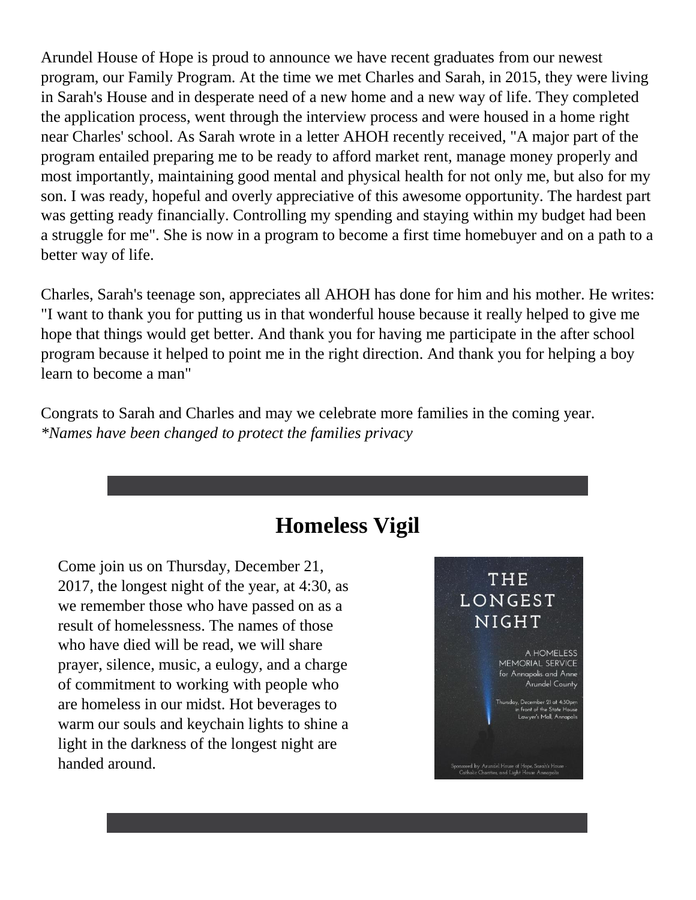Arundel House of Hope is proud to announce we have recent graduates from our newest program, our Family Program. At the time we met Charles and Sarah, in 2015, they were living in Sarah's House and in desperate need of a new home and a new way of life. They completed the application process, went through the interview process and were housed in a home right near Charles' school. As Sarah wrote in a letter AHOH recently received, "A major part of the program entailed preparing me to be ready to afford market rent, manage money properly and most importantly, maintaining good mental and physical health for not only me, but also for my son. I was ready, hopeful and overly appreciative of this awesome opportunity. The hardest part was getting ready financially. Controlling my spending and staying within my budget had been a struggle for me". She is now in a program to become a first time homebuyer and on a path to a better way of life.

Charles, Sarah's teenage son, appreciates all AHOH has done for him and his mother. He writes: "I want to thank you for putting us in that wonderful house because it really helped to give me hope that things would get better. And thank you for having me participate in the after school program because it helped to point me in the right direction. And thank you for helping a boy learn to become a man"

Congrats to Sarah and Charles and may we celebrate more families in the coming year.
*\*Names have been changed to protect the families privacy*

## Homeless Vigil

Come join us on Thursday, December 21, 2017, the longest night of the year, at 4:30, as we remember those who have passed on as a result of homelessness. The names of those who have died will be read, we will share prayer, silence, music, a eulogy, and a charge of commitment to working with people who are homeless in our midst. Hot beverages to warm our souls and keychain lights to shine a light in the darkness of the longest night are handed around.

THE LONGEST NIGHT

A HOMELESS MEMORIAL SERVICE for Annapolis and Anne Arundel County

Thursday, December 21 at 4:30pm in front of the State House Lawyer's Mall, Annapolis

Sponsored by: Arundel House of Hope, Sarah's House - Catholic Charities, and Light House Annapolis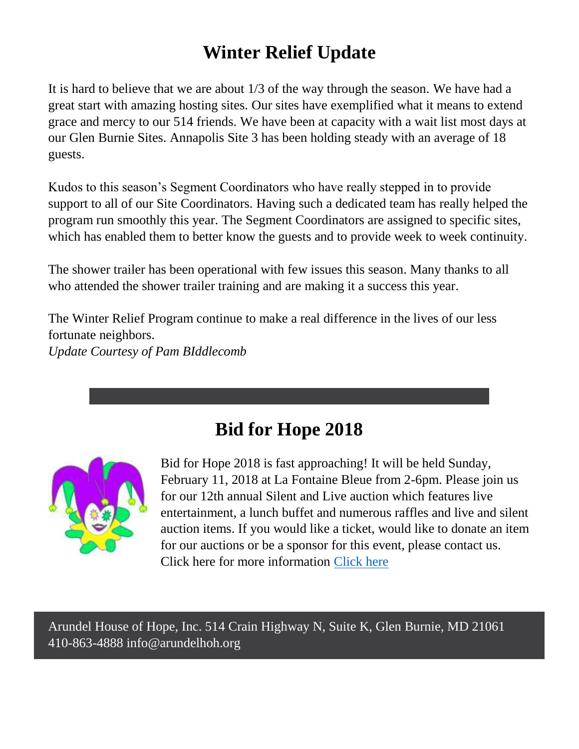# Winter Relief Update

It is hard to believe that we are about 1/3 of the way through the season. We have had a great start with amazing hosting sites. Our sites have exemplified what it means to extend grace and mercy to our 514 friends. We have been at capacity with a wait list most days at our Glen Burnie Sites. Annapolis Site 3 has been holding steady with an average of 18 guests.

Kudos to this season's Segment Coordinators who have really stepped in to provide support to all of our Site Coordinators. Having such a dedicated team has really helped the program run smoothly this year. The Segment Coordinators are assigned to specific sites, which has enabled them to better know the guests and to provide week to week continuity.

The shower trailer has been operational with few issues this season. Many thanks to all who attended the shower trailer training and are making it a success this year.

The Winter Relief Program continue to make a real difference in the lives of our less fortunate neighbors.
*Update Courtesy of Pam BIddlecomb*

# Bid for Hope 2018

Bid for Hope 2018 is fast approaching! It will be held Sunday, February 11, 2018 at La Fontaine Bleue from 2-6pm. Please join us for our 12th annual Silent and Live auction which features live entertainment, a lunch buffet and numerous raffles and live and silent auction items. If you would like a ticket, would like to donate an item for our auctions or be a sponsor for this event, please contact us. Click here for more information Click here

Arundel House of Hope, Inc. 514 Crain Highway N, Suite K, Glen Burnie, MD 21061
410-863-4888 info@arundelhoh.org